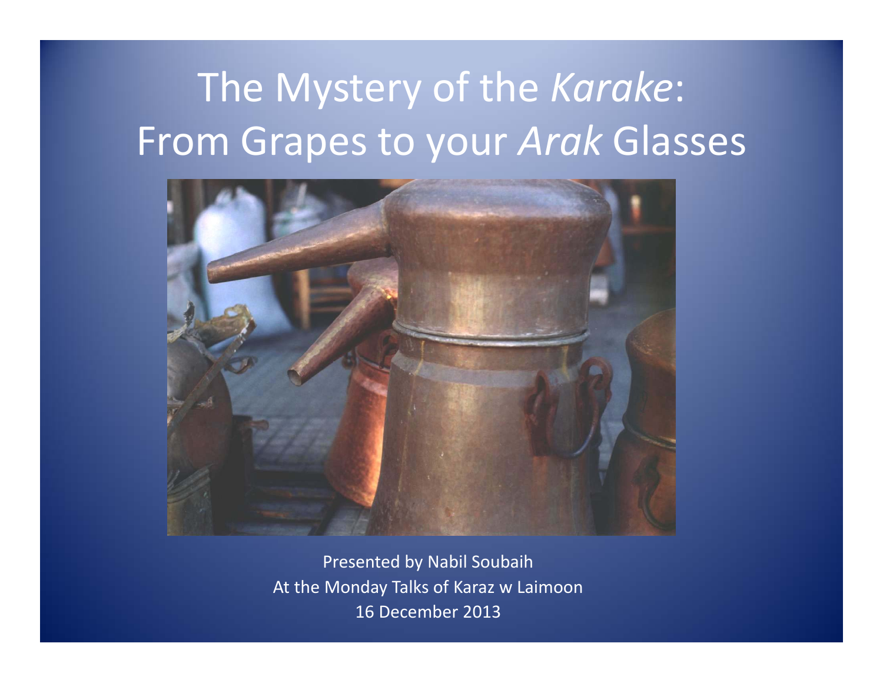# The Mystery of the *Karake*: From Grapes to your *Arak* Glasses

Presented by Nabil Soubaih
At the Monday Talks of Karaz w Laimoon
16 December 2013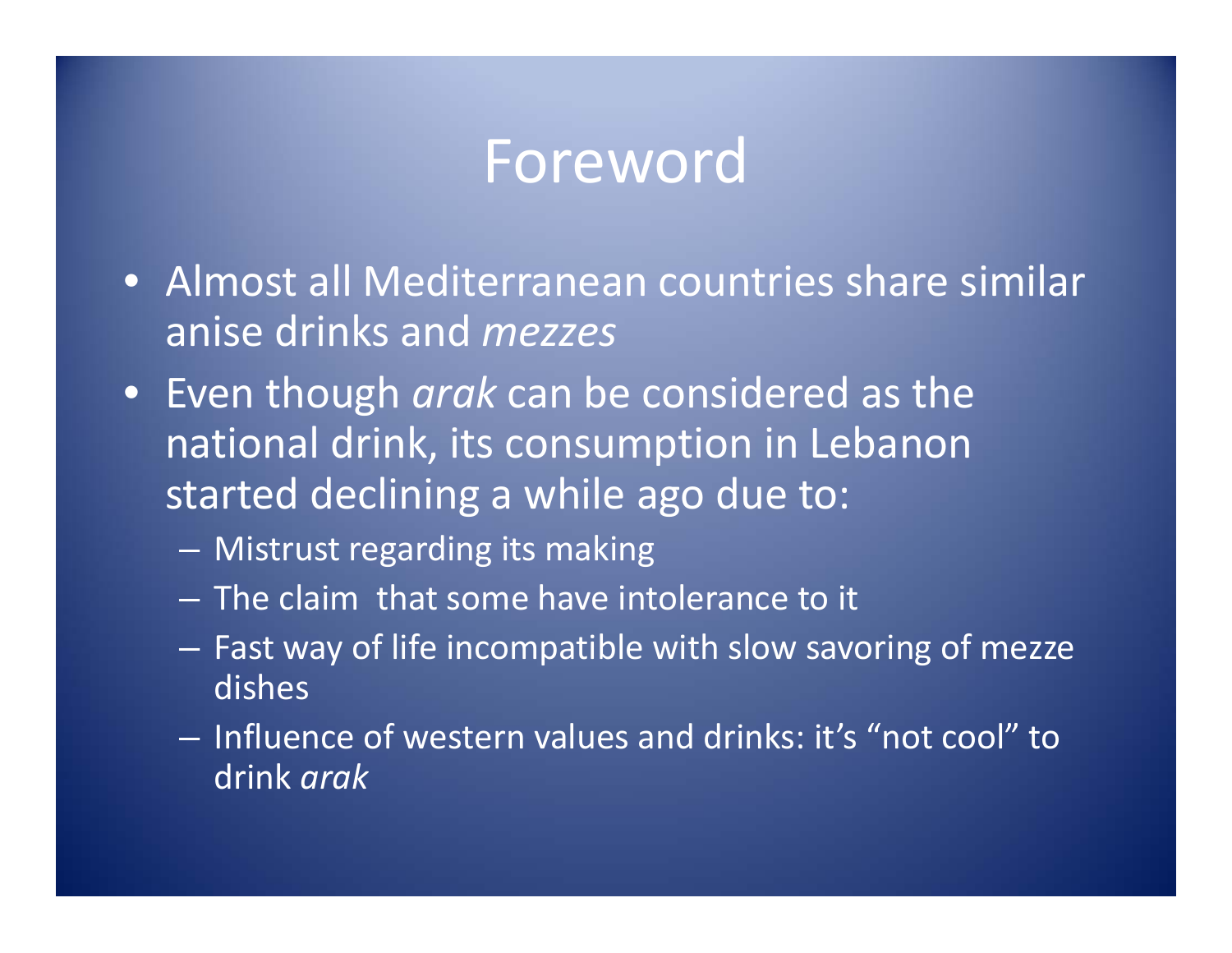# Foreword

- Almost all Mediterranean countries share similar anise drinks and *mezzes*
- Even though *arak* can be considered as the national drink, its consumption in Lebanon started declining a while ago due to:
  - Mistrust regarding its making
  - The claim that some have intolerance to it
  - Fast way of life incompatible with slow savoring of mezze dishes
  - Influence of western values and drinks: it's "not cool" to drink *arak*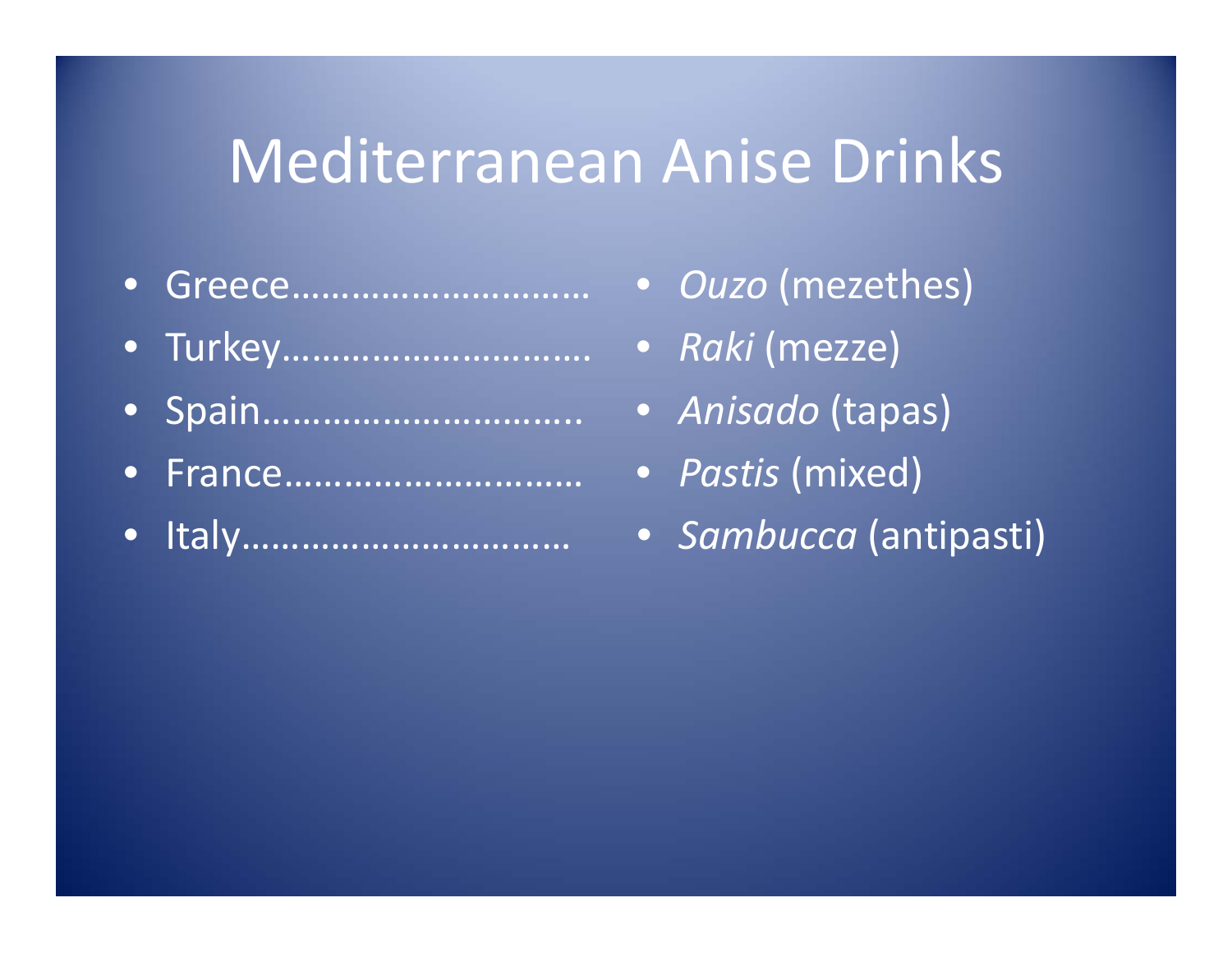# Mediterranean Anise Drinks

- Greece………………………… — *Ouzo* (mezethes)
- Turkey…………………………. — *Raki* (mezze)
- Spain………………………….. — *Anisado* (tapas)
- France………………………… — *Pastis* (mixed)
- Italy…………………………… — *Sambucca* (antipasti)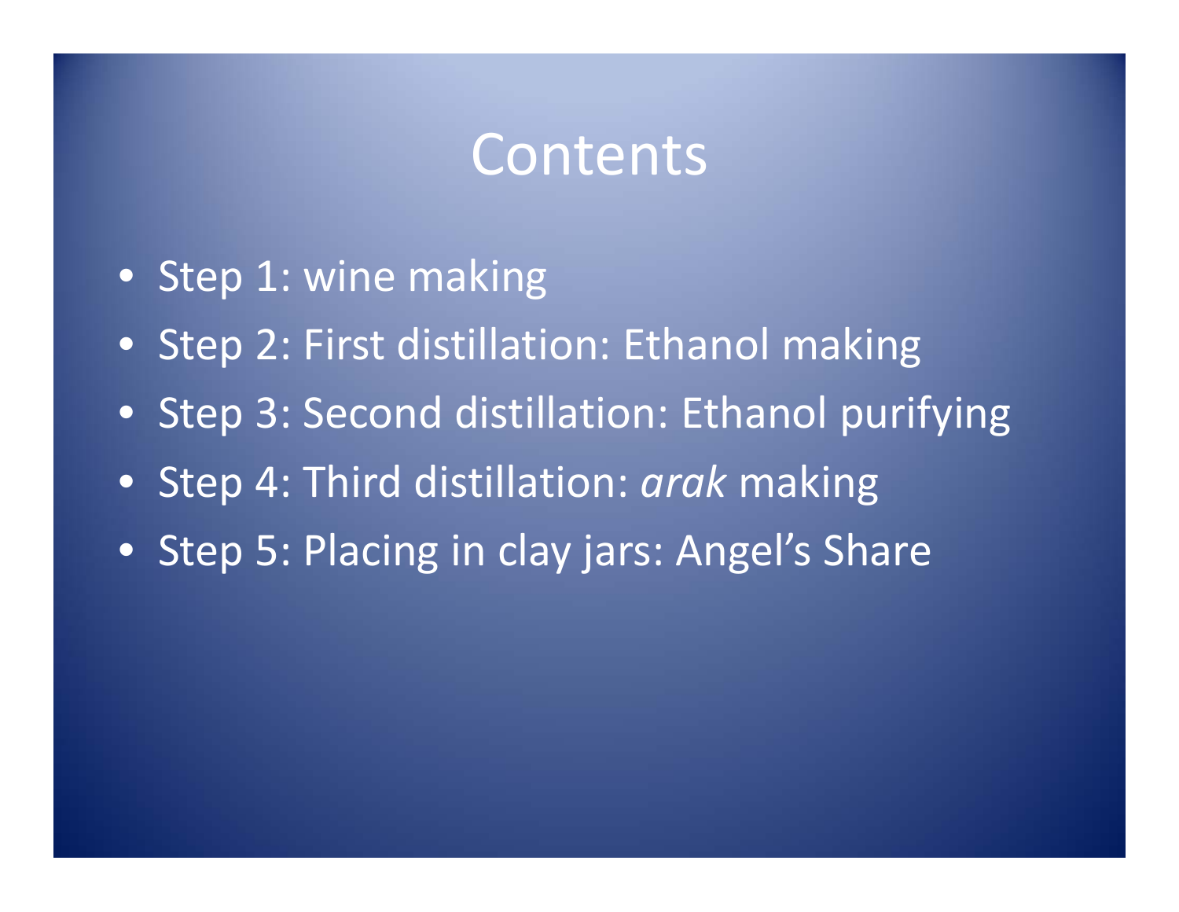# Contents

- Step 1: wine making
- Step 2: First distillation: Ethanol making
- Step 3: Second distillation: Ethanol purifying
- Step 4: Third distillation: *arak* making
- Step 5: Placing in clay jars: Angel's Share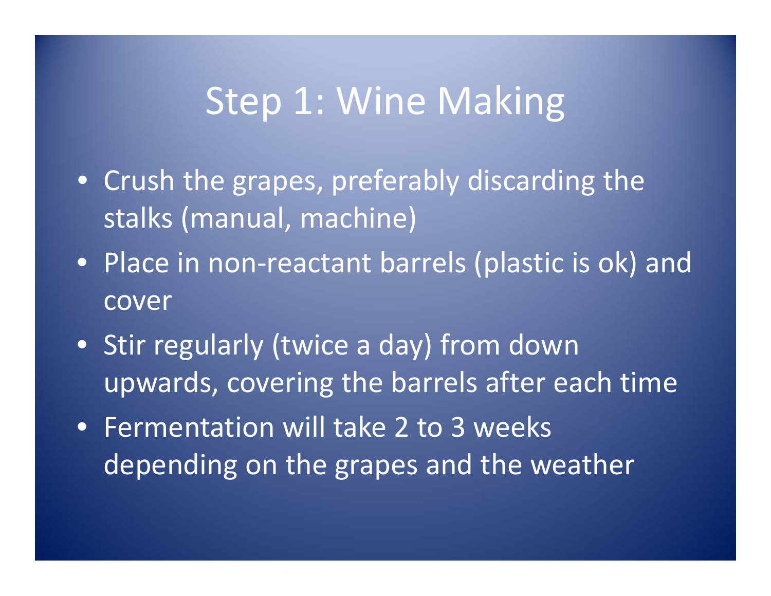# Step 1: Wine Making

- Crush the grapes, preferably discarding the stalks (manual, machine)
- Place in non-reactant barrels (plastic is ok) and cover
- Stir regularly (twice a day) from down upwards, covering the barrels after each time
- Fermentation will take 2 to 3 weeks depending on the grapes and the weather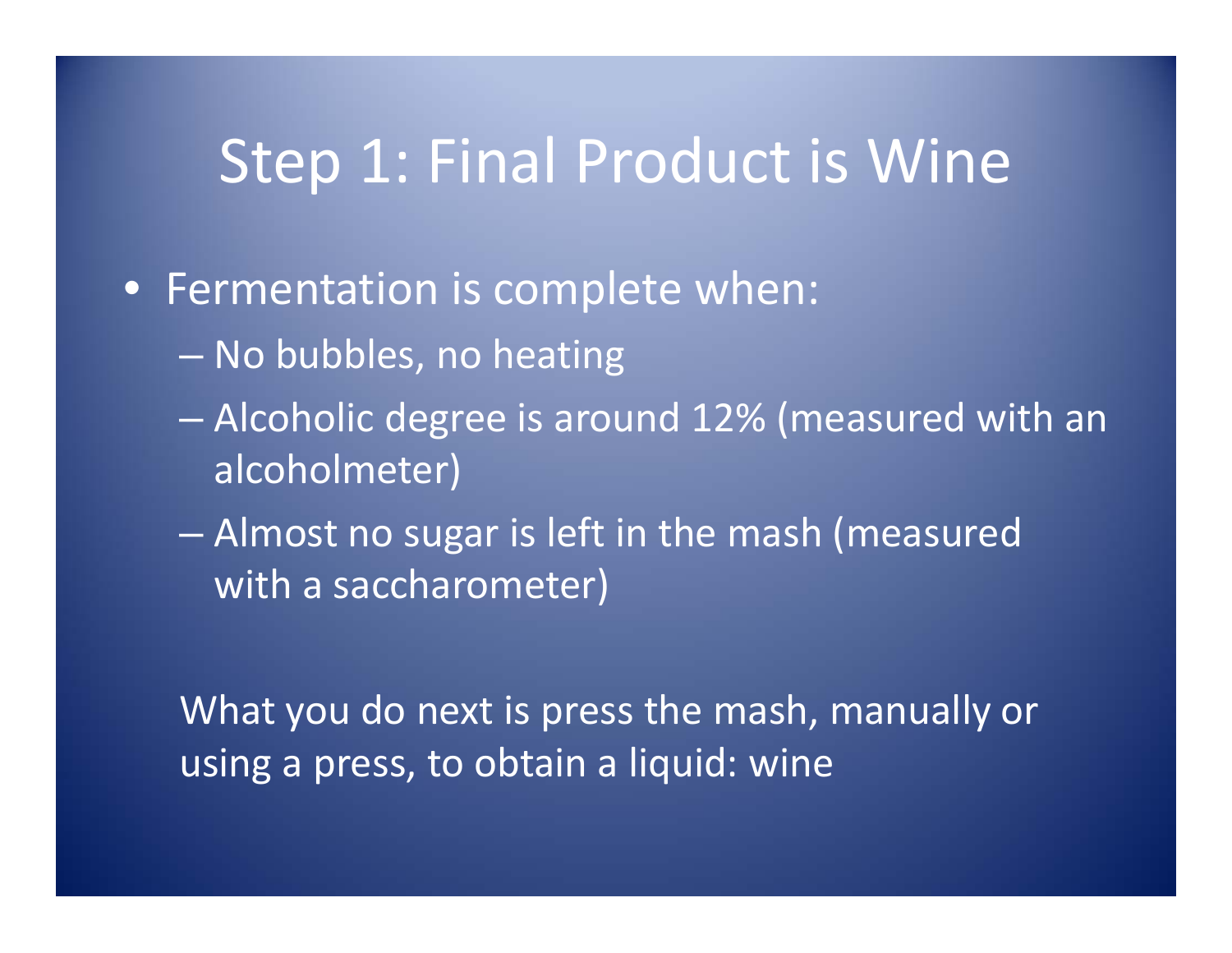# Step 1: Final Product is Wine

- Fermentation is complete when:
  - No bubbles, no heating
  - Alcoholic degree is around 12% (measured with an alcoholmeter)
  - Almost no sugar is left in the mash (measured with a saccharometer)

What you do next is press the mash, manually or using a press, to obtain a liquid: wine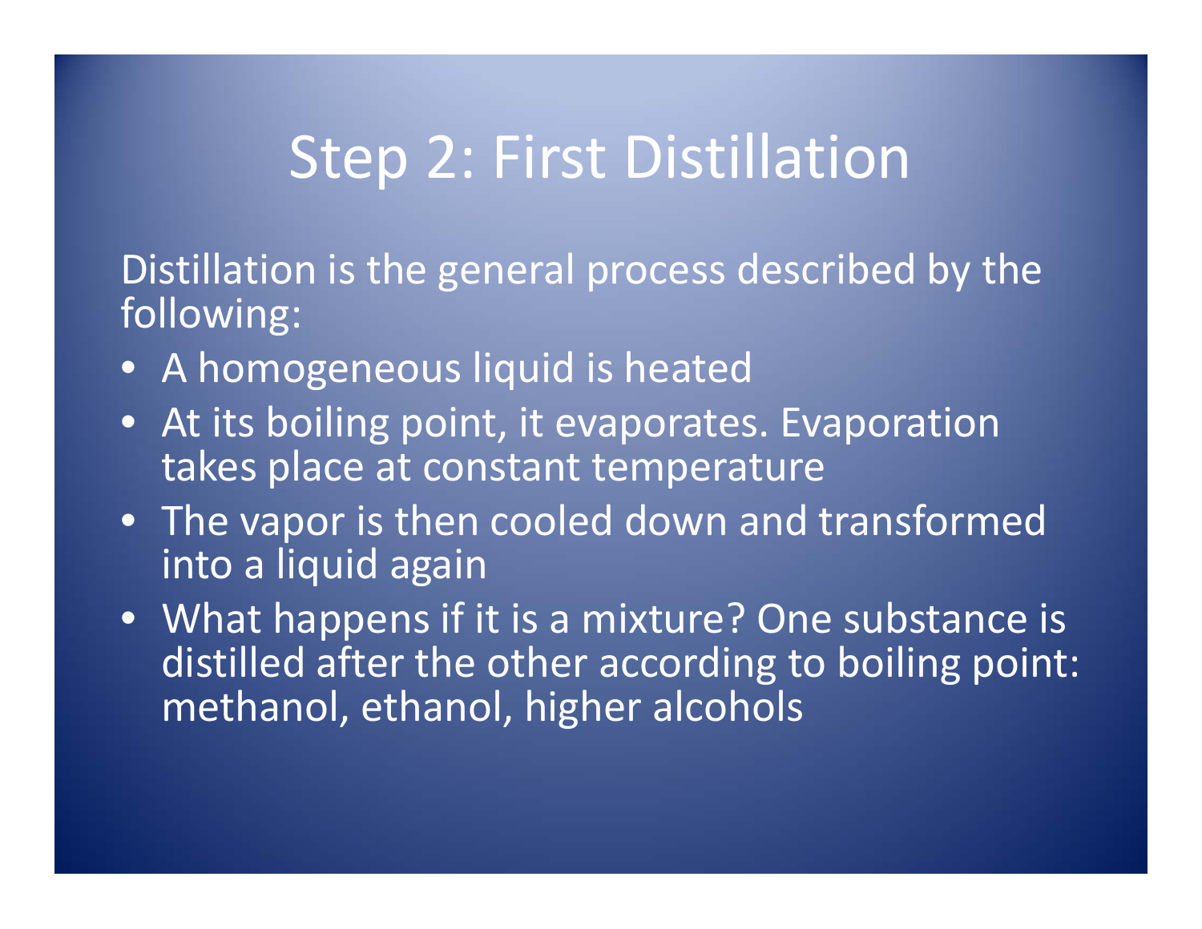# Step 2: First Distillation

Distillation is the general process described by the following:

- A homogeneous liquid is heated
- At its boiling point, it evaporates. Evaporation takes place at constant temperature
- The vapor is then cooled down and transformed into a liquid again
- What happens if it is a mixture? One substance is distilled after the other according to boiling point: methanol, ethanol, higher alcohols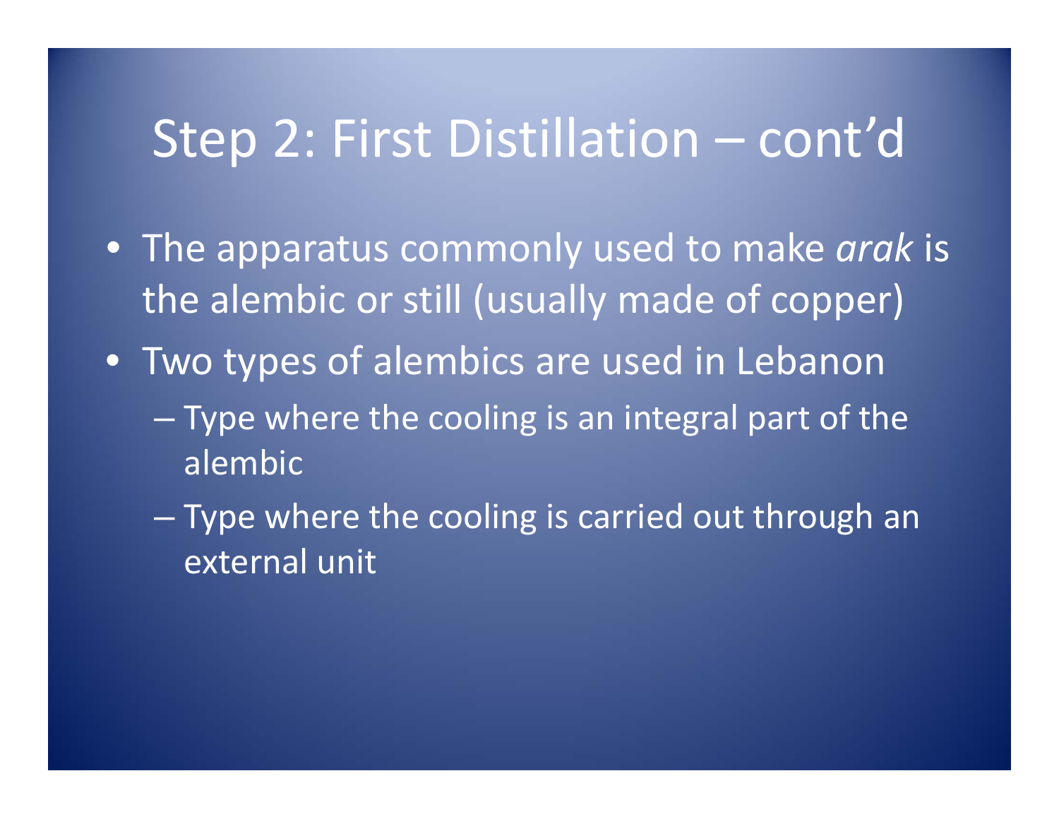# Step 2: First Distillation – cont'd

- The apparatus commonly used to make *arak* is the alembic or still (usually made of copper)
- Two types of alembics are used in Lebanon
  - Type where the cooling is an integral part of the alembic
  - Type where the cooling is carried out through an external unit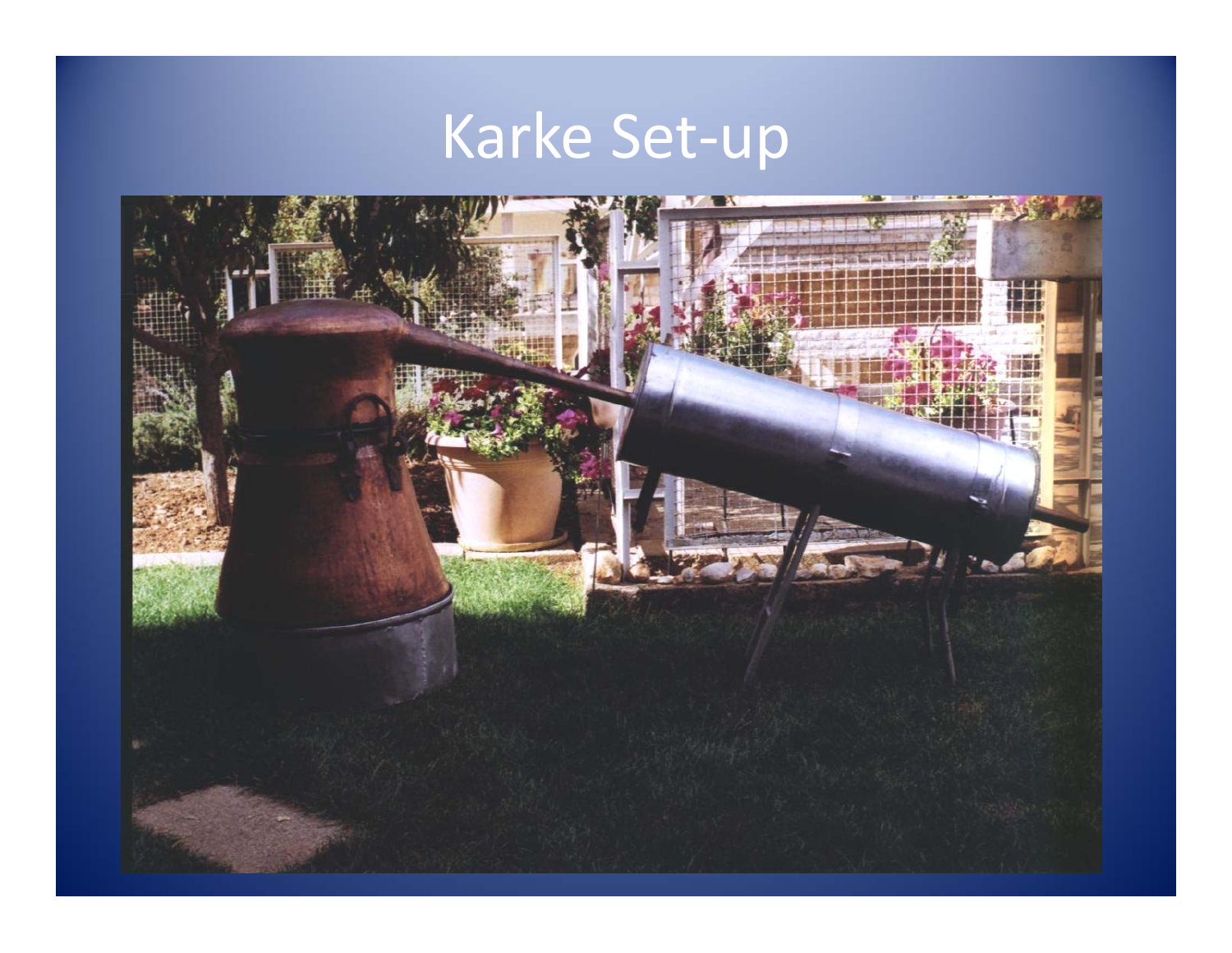# Karke Set-up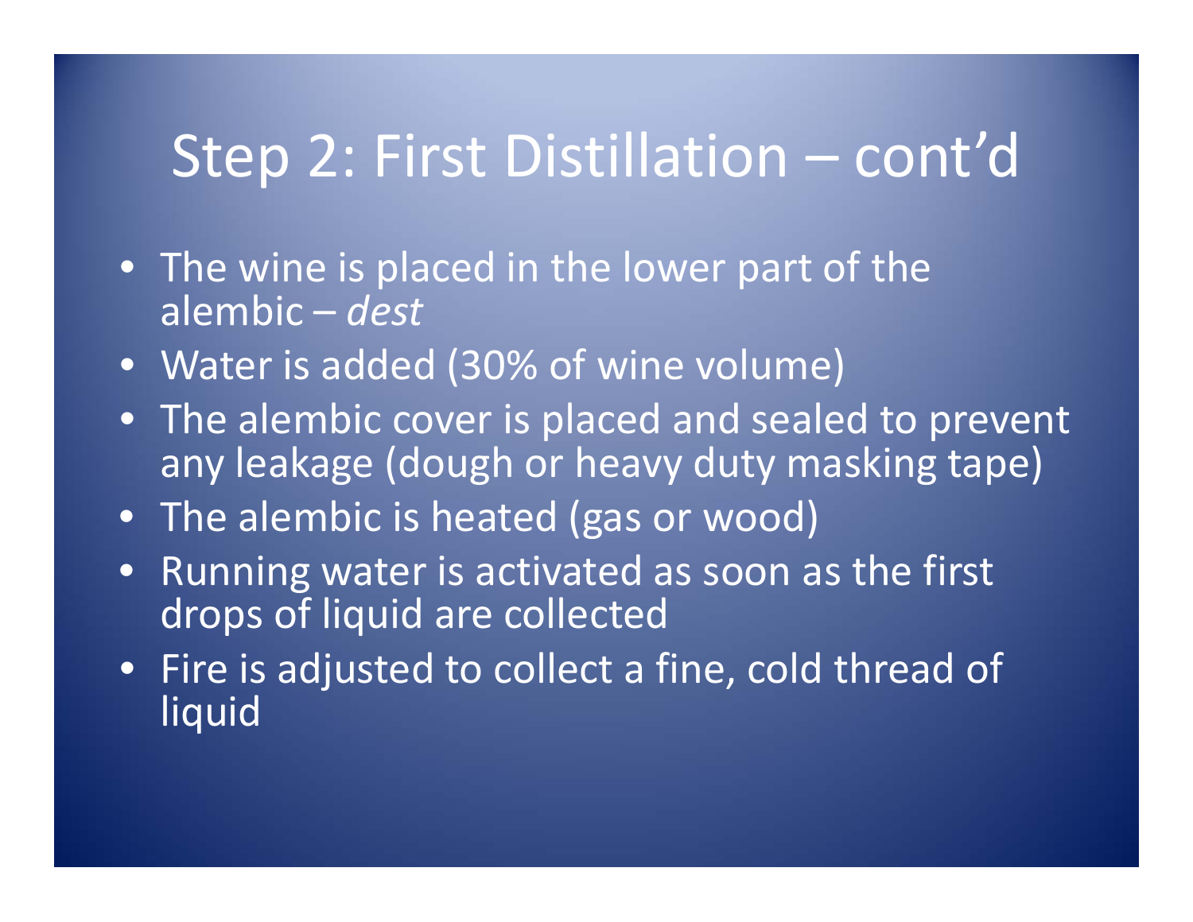# Step 2: First Distillation – cont'd

- The wine is placed in the lower part of the alembic – *dest*
- Water is added (30% of wine volume)
- The alembic cover is placed and sealed to prevent any leakage (dough or heavy duty masking tape)
- The alembic is heated (gas or wood)
- Running water is activated as soon as the first drops of liquid are collected
- Fire is adjusted to collect a fine, cold thread of liquid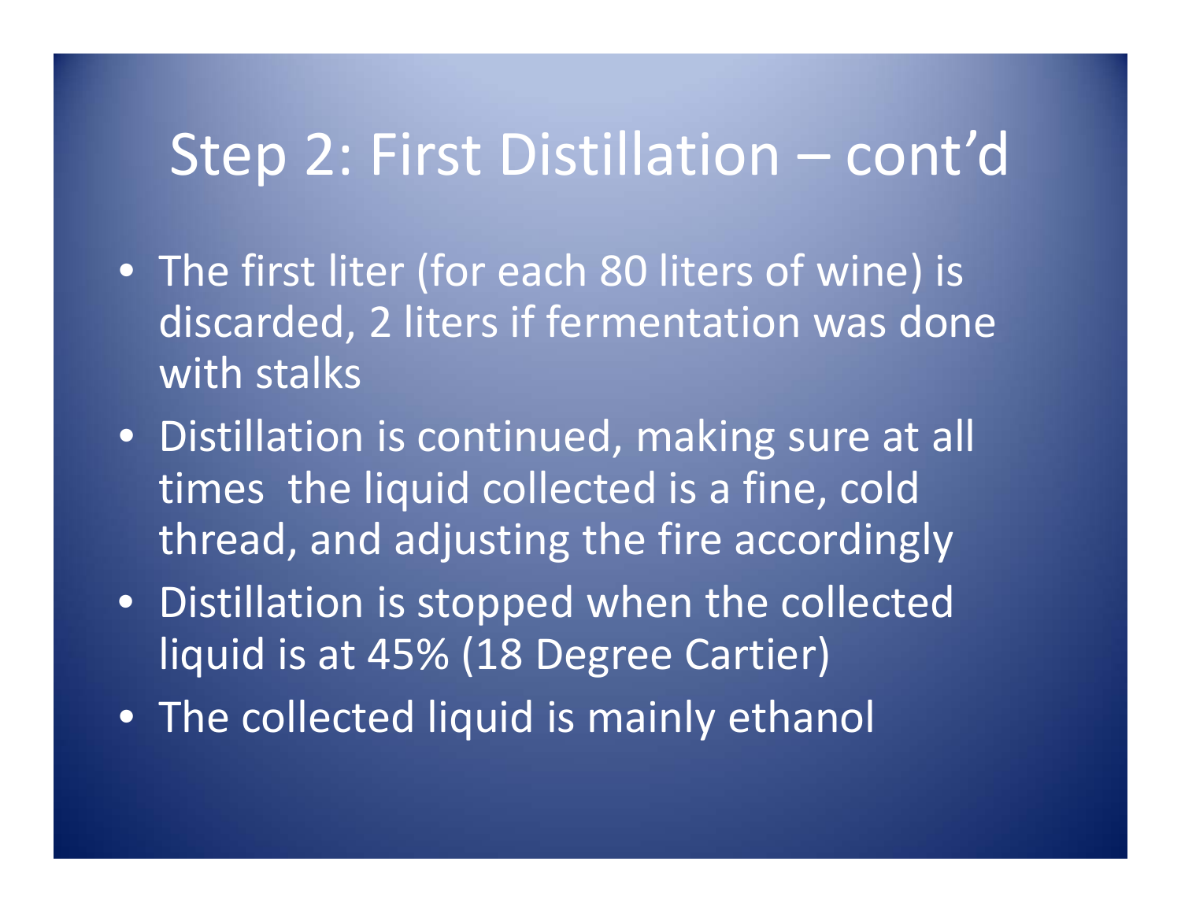# Step 2: First Distillation – cont'd

- The first liter (for each 80 liters of wine) is discarded, 2 liters if fermentation was done with stalks
- Distillation is continued, making sure at all times the liquid collected is a fine, cold thread, and adjusting the fire accordingly
- Distillation is stopped when the collected liquid is at 45% (18 Degree Cartier)
- The collected liquid is mainly ethanol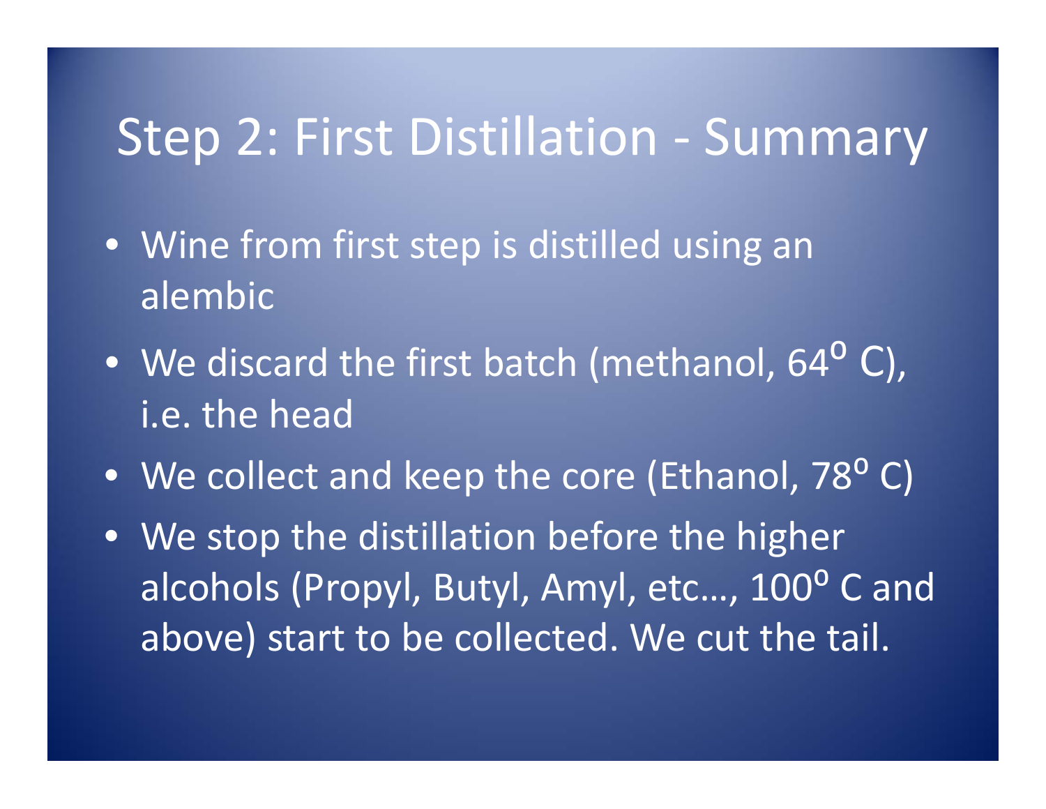# Step 2: First Distillation - Summary

- Wine from first step is distilled using an alembic
- We discard the first batch (methanol, 64$^{o}$ C), i.e. the head
- We collect and keep the core (Ethanol, 78$^{o}$ C)
- We stop the distillation before the higher alcohols (Propyl, Butyl, Amyl, etc…, 100$^{o}$ C and above) start to be collected. We cut the tail.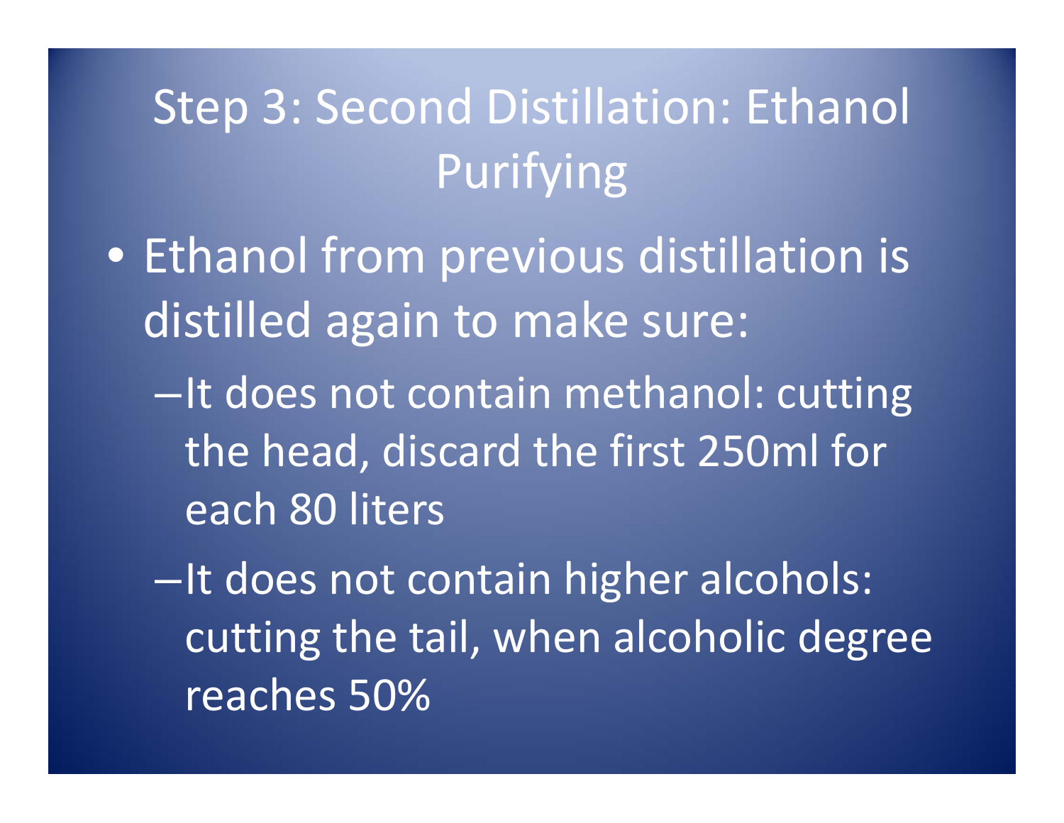# Step 3: Second Distillation: Ethanol Purifying

- Ethanol from previous distillation is distilled again to make sure:
  - It does not contain methanol: cutting the head, discard the first 250ml for each 80 liters
  - It does not contain higher alcohols: cutting the tail, when alcoholic degree reaches 50%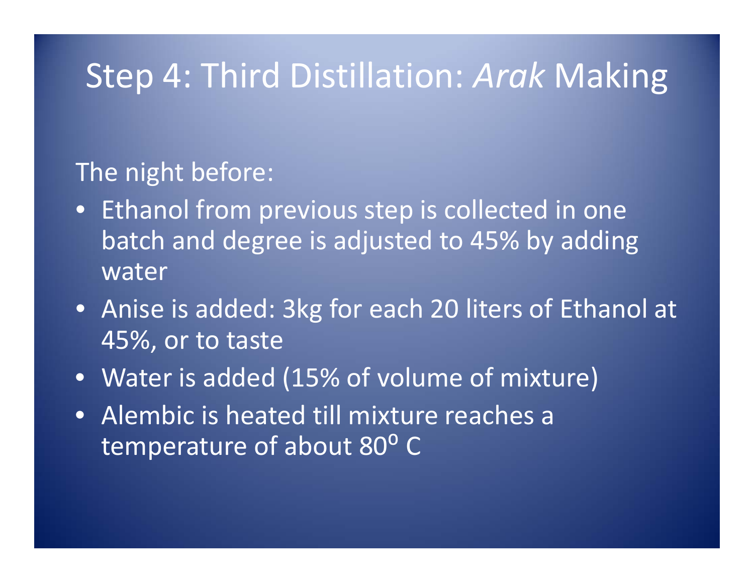# Step 4: Third Distillation: *Arak* Making

The night before:

- Ethanol from previous step is collected in one batch and degree is adjusted to 45% by adding water
- Anise is added: 3kg for each 20 liters of Ethanol at 45%, or to taste
- Water is added (15% of volume of mixture)
- Alembic is heated till mixture reaches a temperature of about 80$^{o}$ C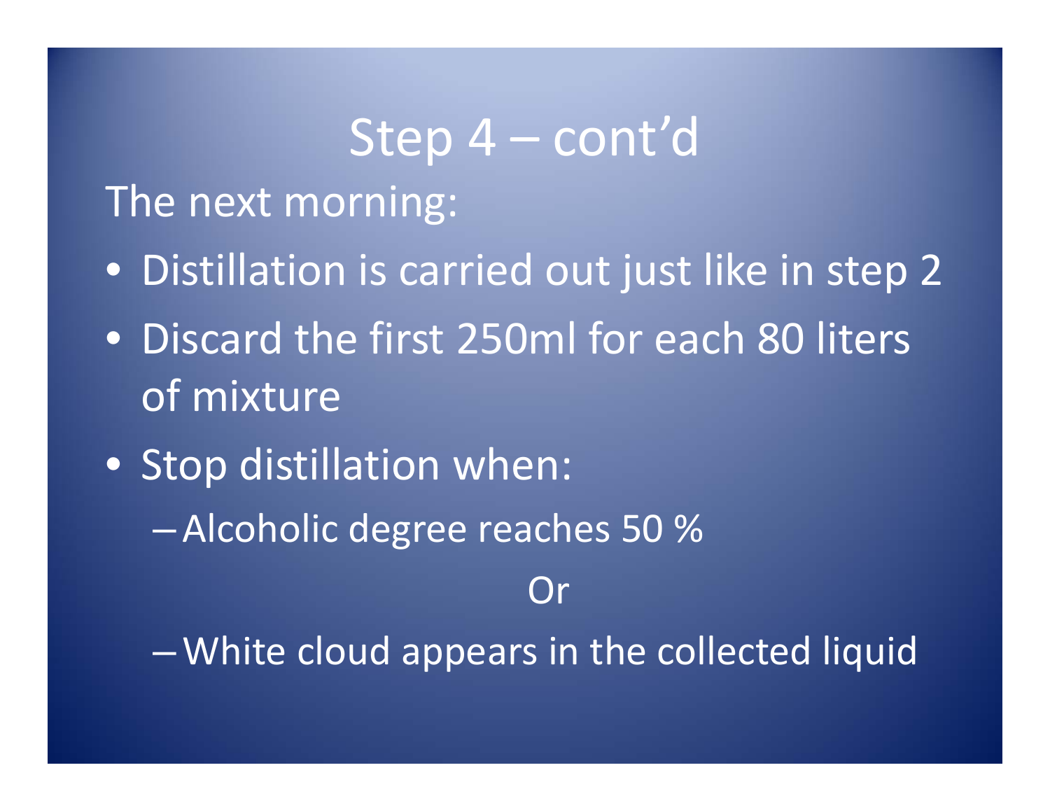# Step 4 – cont'd

The next morning:

- Distillation is carried out just like in step 2
- Discard the first 250ml for each 80 liters of mixture
- Stop distillation when:
  - Alcoholic degree reaches 50 %

    Or

  - White cloud appears in the collected liquid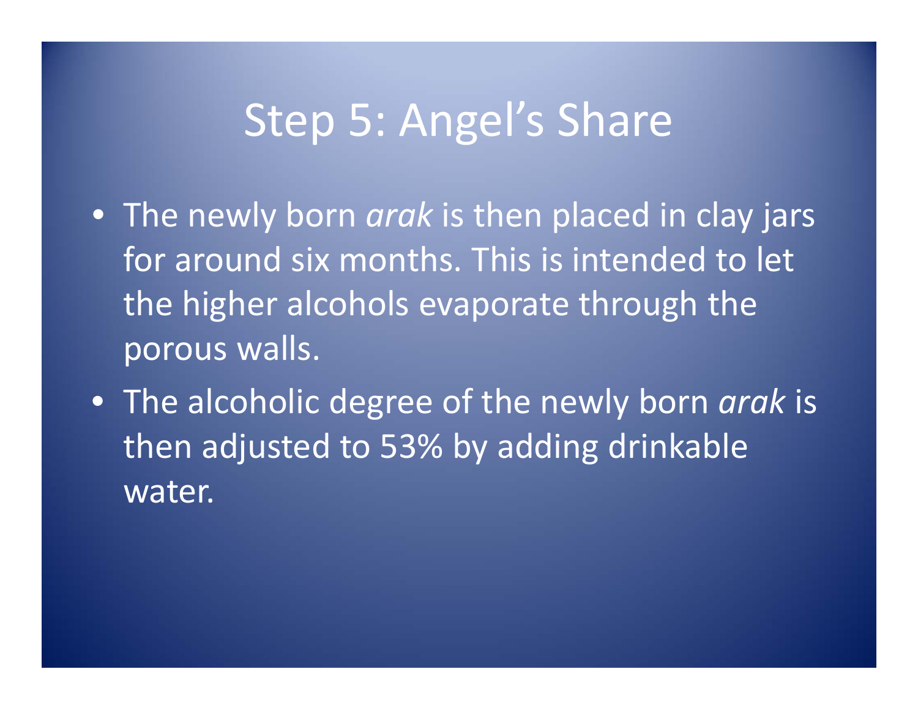# Step 5: Angel's Share

- The newly born *arak* is then placed in clay jars for around six months. This is intended to let the higher alcohols evaporate through the porous walls.
- The alcoholic degree of the newly born *arak* is then adjusted to 53% by adding drinkable water.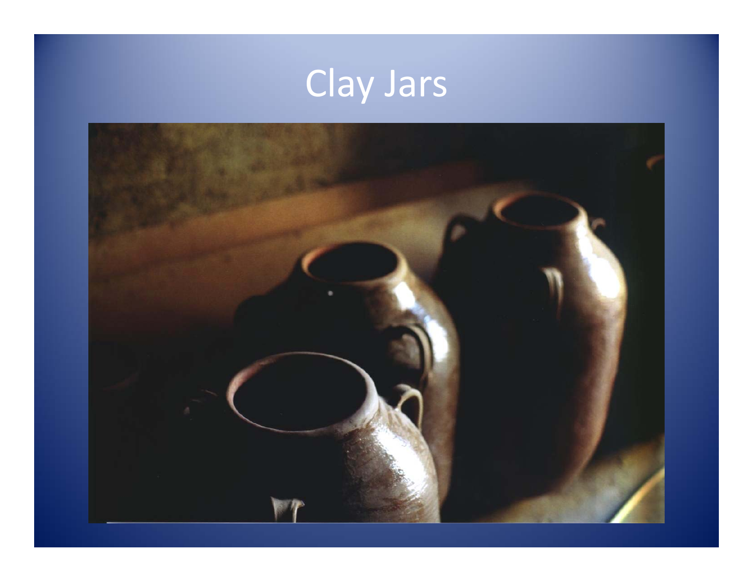# Clay Jars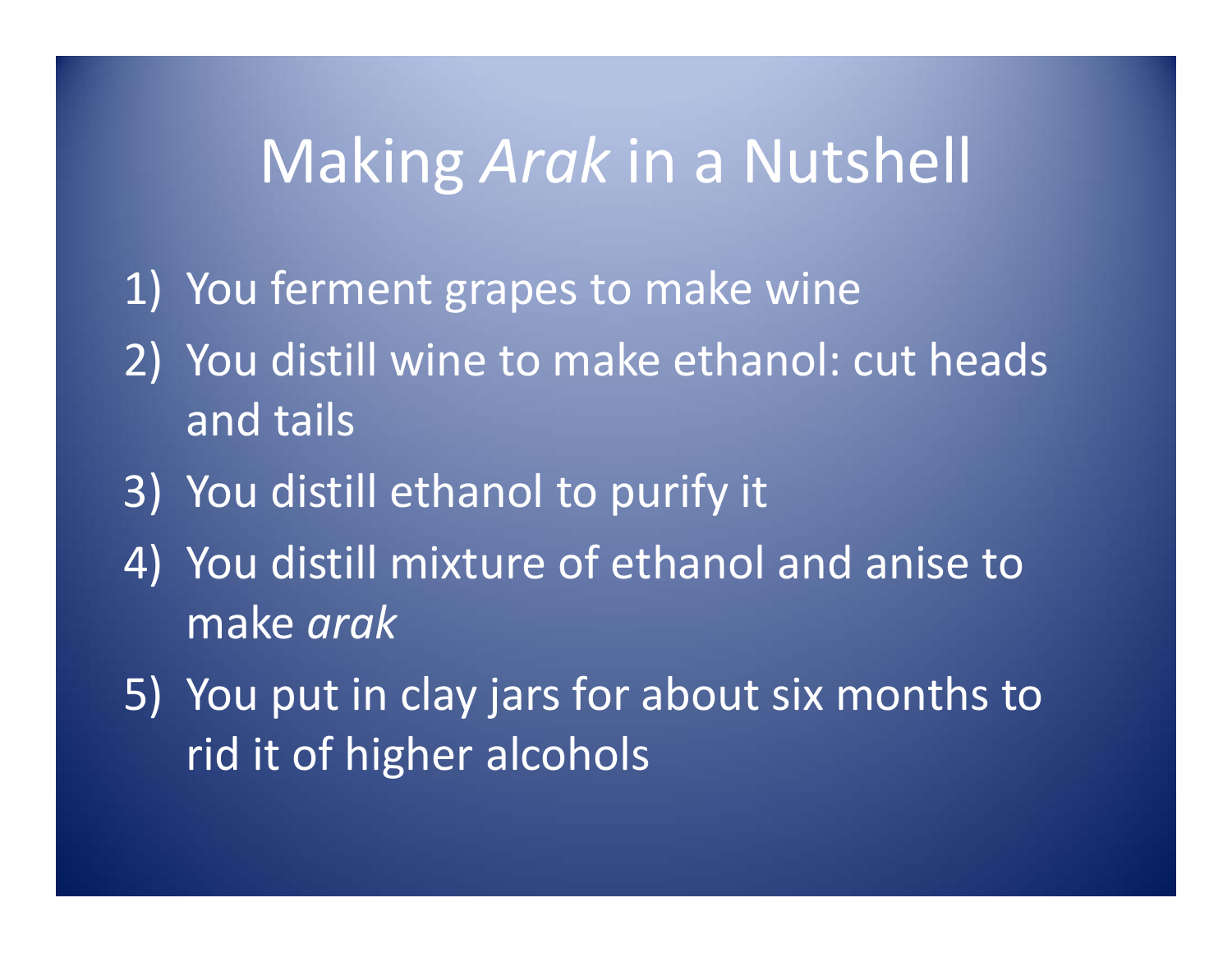# Making *Arak* in a Nutshell

1) You ferment grapes to make wine
2) You distill wine to make ethanol: cut heads and tails
3) You distill ethanol to purify it
4) You distill mixture of ethanol and anise to make *arak*
5) You put in clay jars for about six months to rid it of higher alcohols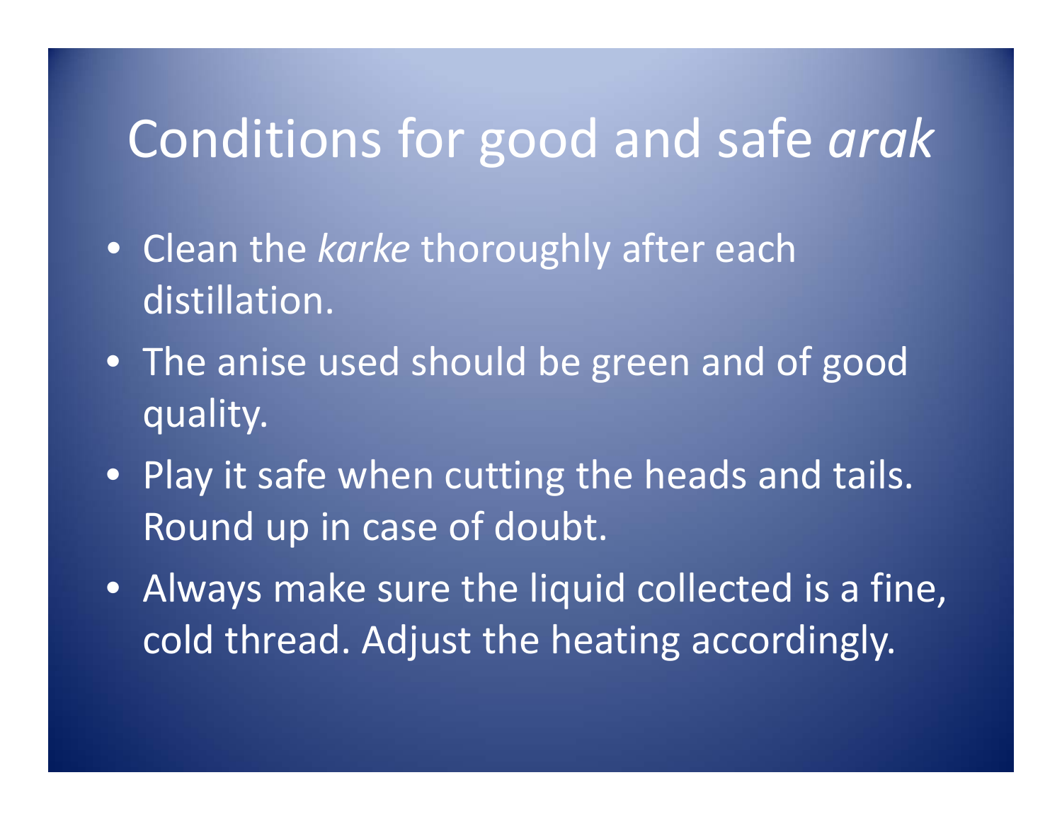# Conditions for good and safe *arak*

- Clean the *karke* thoroughly after each distillation.
- The anise used should be green and of good quality.
- Play it safe when cutting the heads and tails. Round up in case of doubt.
- Always make sure the liquid collected is a fine, cold thread. Adjust the heating accordingly.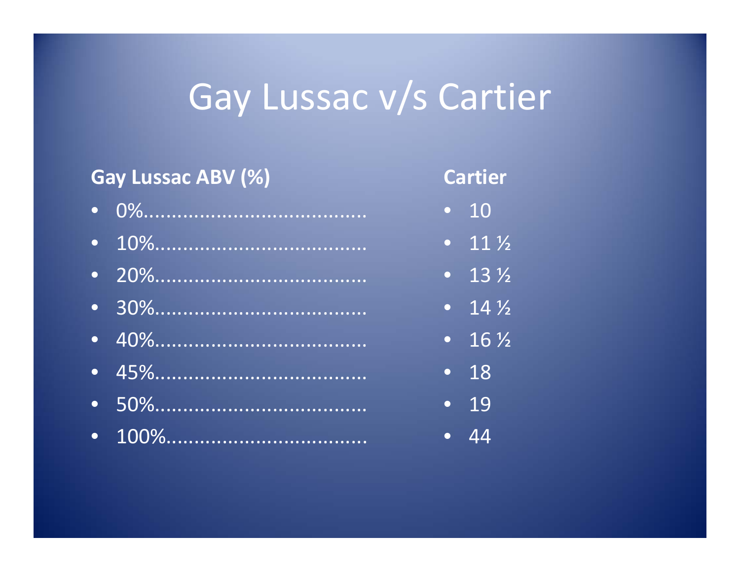# Gay Lussac v/s Cartier

| Gay Lussac ABV (%) | Cartier |
| --- | --- |
| 0% | 10 |
| 10% | 11 ½ |
| 20% | 13 ½ |
| 30% | 14 ½ |
| 40% | 16 ½ |
| 45% | 18 |
| 50% | 19 |
| 100% | 44 |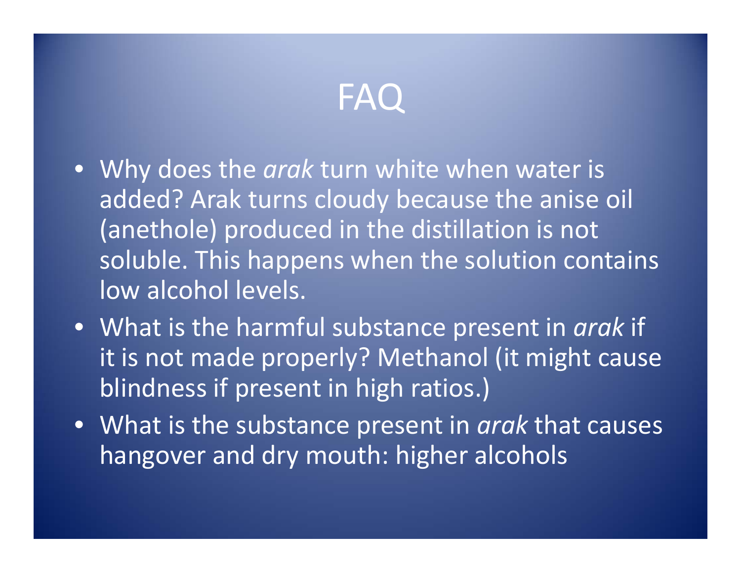# FAQ

- Why does the *arak* turn white when water is added? Arak turns cloudy because the anise oil (anethole) produced in the distillation is not soluble. This happens when the solution contains low alcohol levels.
- What is the harmful substance present in *arak* if it is not made properly? Methanol (it might cause blindness if present in high ratios.)
- What is the substance present in *arak* that causes hangover and dry mouth: higher alcohols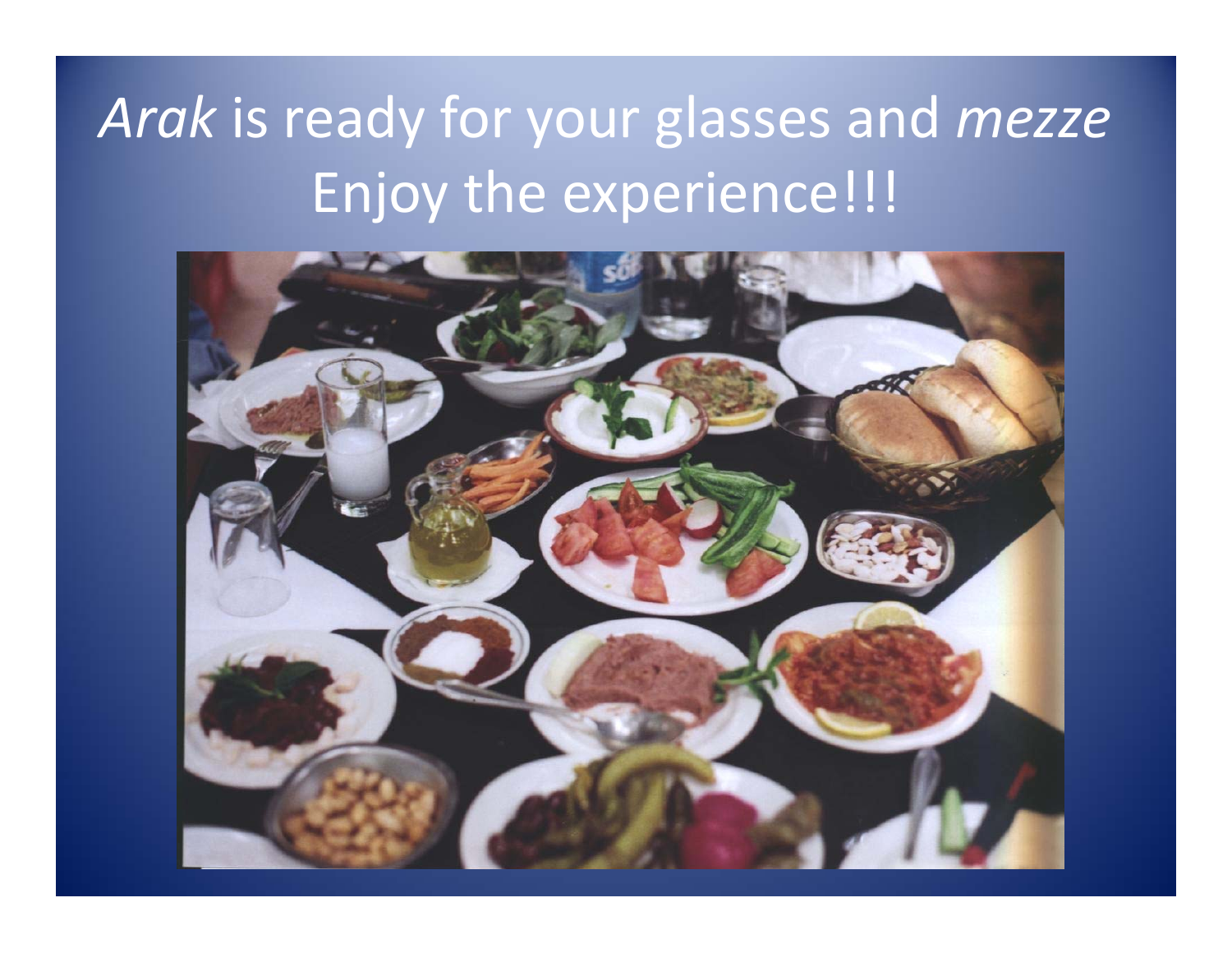# *Arak* is ready for your glasses and *mezze* Enjoy the experience!!!